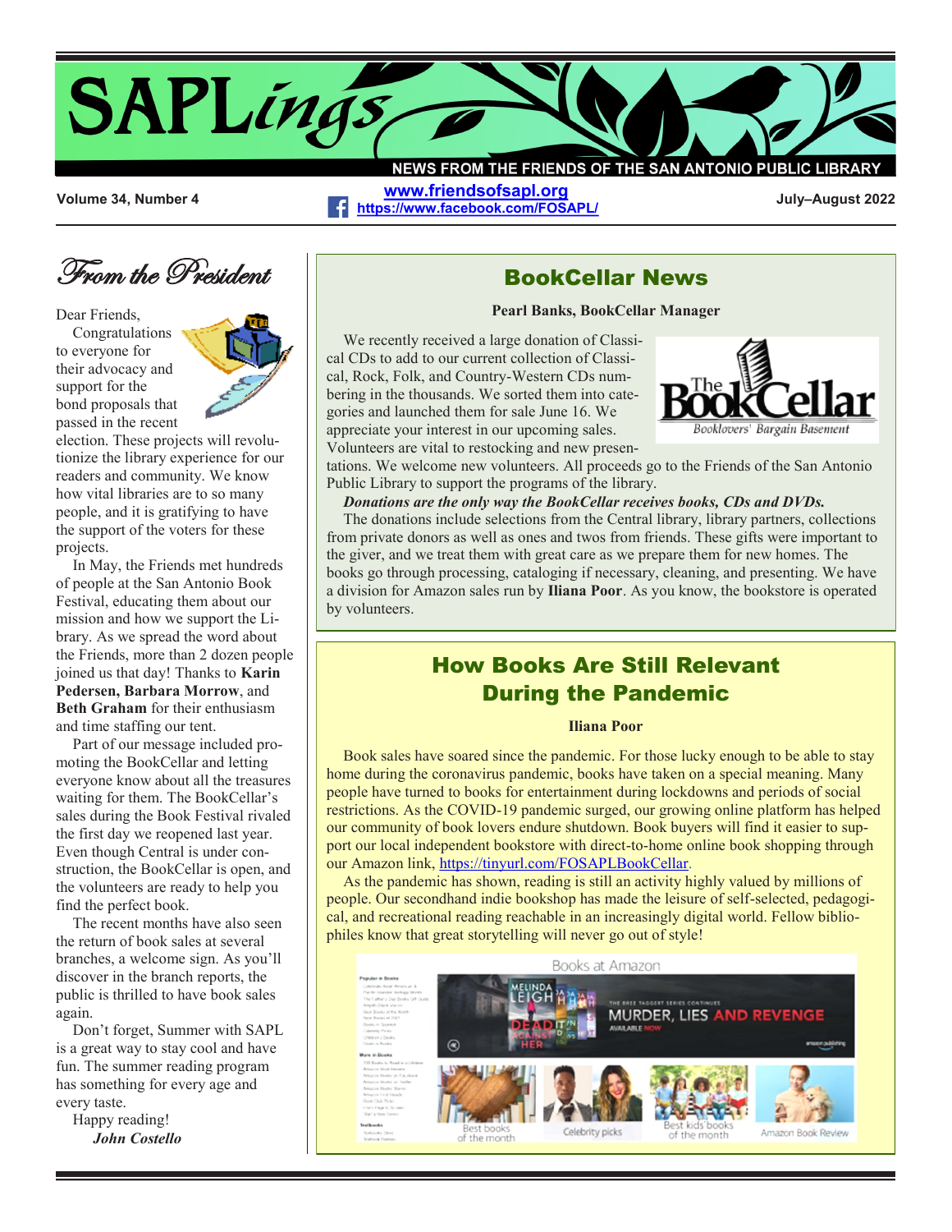# SAPLings

**NEWS FROM THE FRIENDS OF THE SAN ANTONIO PUBLIC LIBRARY**

Volume 34, Number 4 | www.friendsofsapl.org | https://www.facebook.com/FOSAPL/ | July–August 2022

## *From the President*

Dear Friends,

Congratulations to everyone for their advocacy and support for the bond proposals that passed in the recent election. These projects will revolutionize the library experience for our readers and community. We know how vital libraries are to so many people, and it is gratifying to have the support of the voters for these projects.

In May, the Friends met hundreds of people at the San Antonio Book Festival, educating them about our mission and how we support the Library. As we spread the word about the Friends, more than 2 dozen people joined us that day! Thanks to **Karin Pedersen, Barbara Morrow**, and **Beth Graham** for their enthusiasm and time staffing our tent.

Part of our message included promoting the BookCellar and letting everyone know about all the treasures waiting for them. The BookCellar's sales during the Book Festival rivaled the first day we reopened last year. Even though Central is under construction, the BookCellar is open, and the volunteers are ready to help you find the perfect book.

The recent months have also seen the return of book sales at several branches, a welcome sign. As you'll discover in the branch reports, the public is thrilled to have book sales again.

Don't forget, Summer with SAPL is a great way to stay cool and have fun. The summer reading program has something for every age and every taste.

Happy reading!

***John Costello***

## BookCellar News

**Pearl Banks, BookCellar Manager**

We recently received a large donation of Classical CDs to add to our current collection of Classical, Rock, Folk, and Country-Western CDs numbering in the thousands. We sorted them into categories and launched them for sale June 16. We appreciate your interest in our upcoming sales. Volunteers are vital to restocking and new presentations. We welcome new volunteers. All proceeds go to the Friends of the San Antonio Public Library to support the programs of the library.

***Donations are the only way the BookCellar receives books, CDs and DVDs.***

The donations include selections from the Central library, library partners, collections from private donors as well as ones and twos from friends. These gifts were important to the giver, and we treat them with great care as we prepare them for new homes. The books go through processing, cataloging if necessary, cleaning, and presenting. We have a division for Amazon sales run by **Iliana Poor**. As you know, the bookstore is operated by volunteers.

## How Books Are Still Relevant During the Pandemic

**Iliana Poor**

Book sales have soared since the pandemic. For those lucky enough to be able to stay home during the coronavirus pandemic, books have taken on a special meaning. Many people have turned to books for entertainment during lockdowns and periods of social restrictions. As the COVID-19 pandemic surged, our growing online platform has helped our community of book lovers endure shutdown. Book buyers will find it easier to support our local independent bookstore with direct-to-home online book shopping through our Amazon link, https://tinyurl.com/FOSAPLBookCellar.

As the pandemic has shown, reading is still an activity highly valued by millions of people. Our secondhand indie bookshop has made the leisure of self-selected, pedagogical, and recreational reading reachable in an increasingly digital world. Fellow bibliophiles know that great storytelling will never go out of style!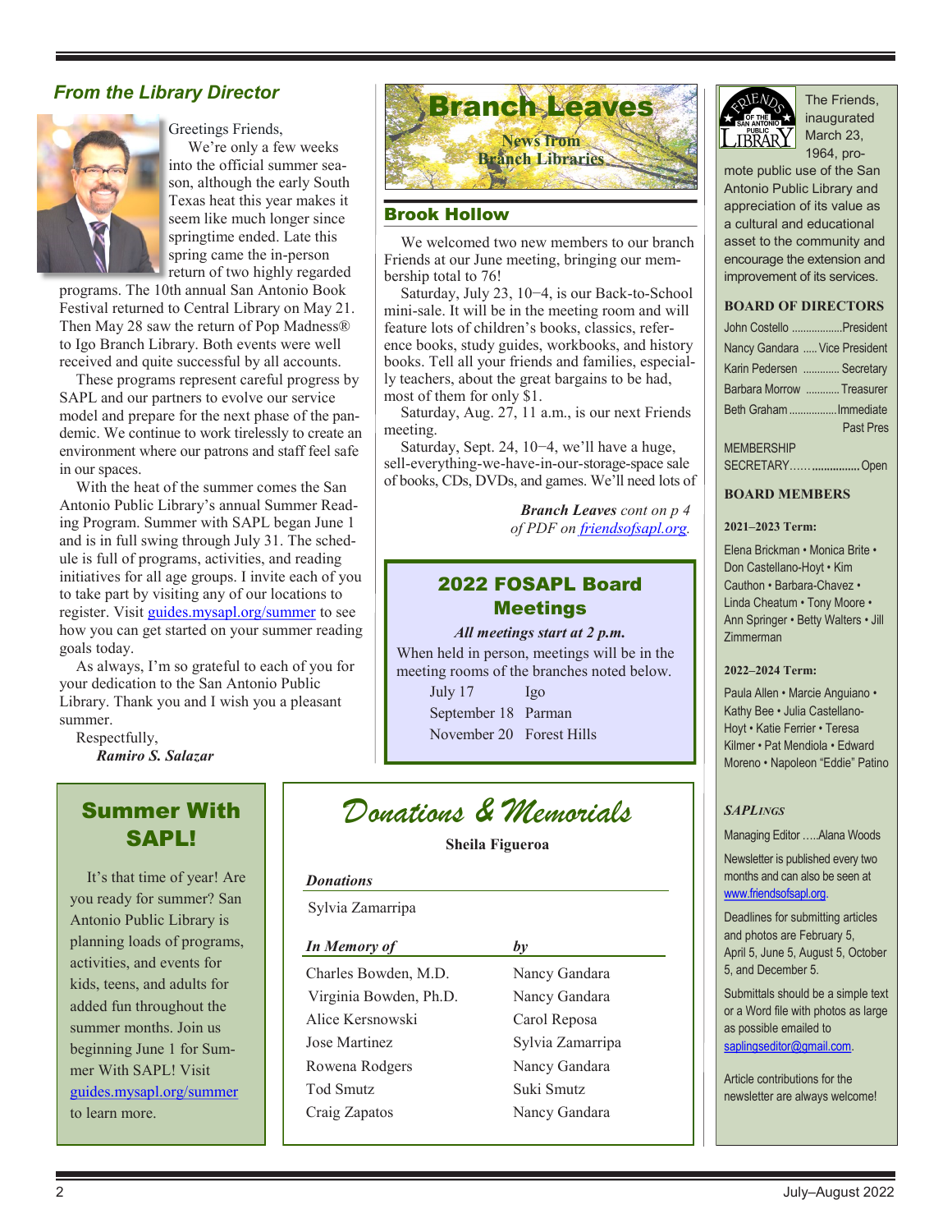## *From the Library Director*

Greetings Friends,

We're only a few weeks into the official summer season, although the early South Texas heat this year makes it seem like much longer since springtime ended. Late this spring came the in-person return of two highly regarded programs. The 10th annual San Antonio Book Festival returned to Central Library on May 21. Then May 28 saw the return of Pop Madness® to Igo Branch Library. Both events were well received and quite successful by all accounts.

These programs represent careful progress by SAPL and our partners to evolve our service model and prepare for the next phase of the pandemic. We continue to work tirelessly to create an environment where our patrons and staff feel safe in our spaces.

With the heat of the summer comes the San Antonio Public Library's annual Summer Reading Program. Summer with SAPL began June 1 and is in full swing through July 31. The schedule is full of programs, activities, and reading initiatives for all age groups. I invite each of you to take part by visiting any of our locations to register. Visit guides.mysapl.org/summer to see how you can get started on your summer reading goals today.

As always, I'm so grateful to each of you for your dedication to the San Antonio Public Library. Thank you and I wish you a pleasant summer.

Respectfully,

***Ramiro S. Salazar***

## Summer With SAPL!

It's that time of year! Are you ready for summer? San Antonio Public Library is planning loads of programs, activities, and events for kids, teens, and adults for added fun throughout the summer months. Join us beginning June 1 for Summer With SAPL! Visit guides.mysapl.org/summer to learn more.

## Branch Leaves

**News from Branch Libraries**

### Brook Hollow

We welcomed two new members to our branch Friends at our June meeting, bringing our membership total to 76!

Saturday, July 23, 10−4, is our Back-to-School mini-sale. It will be in the meeting room and will feature lots of children's books, classics, reference books, study guides, workbooks, and history books. Tell all your friends and families, especially teachers, about the great bargains to be had, most of them for only $1.

Saturday, Aug. 27, 11 a.m., is our next Friends meeting.

Saturday, Sept. 24, 10−4, we'll have a huge, sell-everything-we-have-in-our-storage-space sale of books, CDs, DVDs, and games. We'll need lots of

*Branch Leaves cont on p 4 of PDF on friendsofsapl.org.*

## 2022 FOSAPL Board Meetings

***All meetings start at 2 p.m.***

When held in person, meetings will be in the meeting rooms of the branches noted below.

| | |
|---|---|
| July 17 | Igo |
| September 18 | Parman |
| November 20 | Forest Hills |

## *Donations & Memorials*

**Sheila Figueroa**

***Donations***

Sylvia Zamarripa

| *In Memory of* | *by* |
|---|---|
| Charles Bowden, M.D. | Nancy Gandara |
| Virginia Bowden, Ph.D. | Nancy Gandara |
| Alice Kersnowski | Carol Reposa |
| Jose Martinez | Sylvia Zamarripa |
| Rowena Rodgers | Nancy Gandara |
| Tod Smutz | Suki Smutz |
| Craig Zapatos | Nancy Gandara |

The Friends, inaugurated March 23, 1964, promote public use of the San Antonio Public Library and appreciation of its value as a cultural and educational asset to the community and encourage the extension and improvement of its services.

### BOARD OF DIRECTORS

| | |
|---|---|
| John Costello | President |
| Nancy Gandara | Vice President |
| Karin Pedersen | Secretary |
| Barbara Morrow | Treasurer |
| Beth Graham | Immediate Past Pres |
| MEMBERSHIP SECRETARY | Open |

### BOARD MEMBERS

**2021–2023 Term:**

Elena Brickman • Monica Brite • Don Castellano-Hoyt • Kim Cauthon • Barbara-Chavez • Linda Cheatum • Tony Moore • Ann Springer • Betty Walters • Jill Zimmerman

**2022–2024 Term:**

Paula Allen • Marcie Anguiano • Kathy Bee • Julia Castellano-Hoyt • Katie Ferrier • Teresa Kilmer • Pat Mendiola • Edward Moreno • Napoleon "Eddie" Patino

### *SAPLINGS*

Managing Editor .....Alana Woods

Newsletter is published every two months and can also be seen at www.friendsofsapl.org.

Deadlines for submitting articles and photos are February 5, April 5, June 5, August 5, October 5, and December 5.

Submittals should be a simple text or a Word file with photos as large as possible emailed to saplingseditor@gmail.com.

Article contributions for the newsletter are always welcome!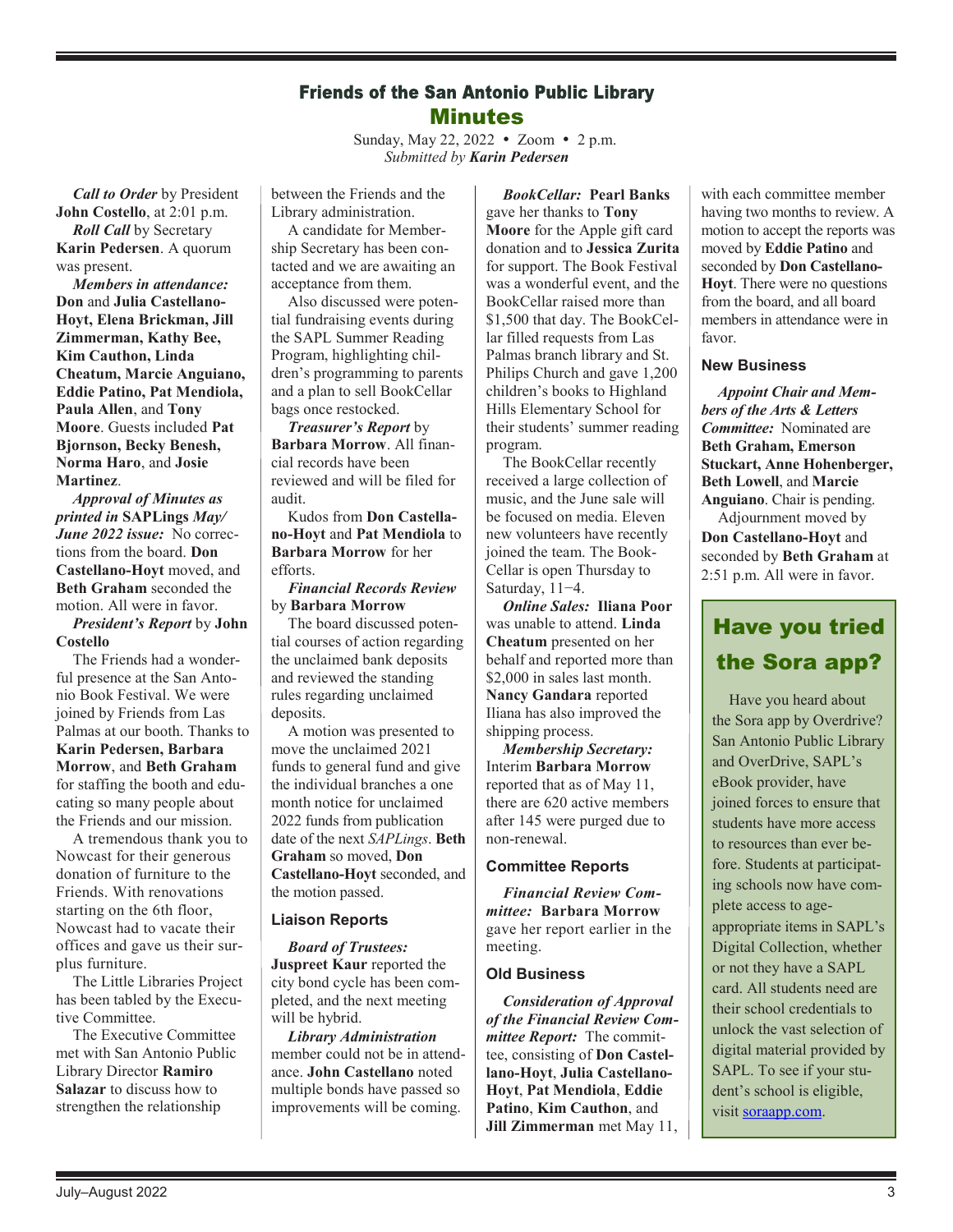## Friends of the San Antonio Public Library

# Minutes

Sunday, May 22, 2022 • Zoom • 2 p.m.
*Submitted by **Karin Pedersen***

***Call to Order*** by President **John Costello**, at 2:01 p.m.

***Roll Call*** by Secretary **Karin Pedersen**. A quorum was present.

***Members in attendance:*** **Don** and **Julia Castellano-Hoyt, Elena Brickman, Jill Zimmerman, Kathy Bee, Kim Cauthon, Linda Cheatum, Marcie Anguiano, Eddie Patino, Pat Mendiola, Paula Allen**, and **Tony Moore**. Guests included **Pat Bjornson, Becky Benesh, Norma Haro**, and **Josie Martinez**.

***Approval of Minutes as printed in* SAPLings *May/June 2022 issue:*** No corrections from the board. **Don Castellano-Hoyt** moved, and **Beth Graham** seconded the motion. All were in favor.

***President's Report*** by **John Costello**

The Friends had a wonderful presence at the San Antonio Book Festival. We were joined by Friends from Las Palmas at our booth. Thanks to **Karin Pedersen, Barbara Morrow**, and **Beth Graham** for staffing the booth and educating so many people about the Friends and our mission.

A tremendous thank you to Nowcast for their generous donation of furniture to the Friends. With renovations starting on the 6th floor, Nowcast had to vacate their offices and gave us their surplus furniture.

The Little Libraries Project has been tabled by the Executive Committee.

The Executive Committee met with San Antonio Public Library Director **Ramiro Salazar** to discuss how to strengthen the relationship between the Friends and the Library administration.

A candidate for Membership Secretary has been contacted and we are awaiting an acceptance from them.

Also discussed were potential fundraising events during the SAPL Summer Reading Program, highlighting children's programming to parents and a plan to sell BookCellar bags once restocked.

***Treasurer's Report*** by **Barbara Morrow**. All financial records have been reviewed and will be filed for audit.

Kudos from **Don Castellano-Hoyt** and **Pat Mendiola** to **Barbara Morrow** for her efforts.

***Financial Records Review*** by **Barbara Morrow**

The board discussed potential courses of action regarding the unclaimed bank deposits and reviewed the standing rules regarding unclaimed deposits.

A motion was presented to move the unclaimed 2021 funds to general fund and give the individual branches a one month notice for unclaimed 2022 funds from publication date of the next *SAPLings*. **Beth Graham** so moved, **Don Castellano-Hoyt** seconded, and the motion passed.

### Liaison Reports

***Board of Trustees:*** **Juspreet Kaur** reported the city bond cycle has been completed, and the next meeting will be hybrid.

***Library Administration*** member could not be in attendance. **John Castellano** noted multiple bonds have passed so improvements will be coming.

***BookCellar:*** **Pearl Banks** gave her thanks to **Tony Moore** for the Apple gift card donation and to **Jessica Zurita** for support. The Book Festival was a wonderful event, and the BookCellar raised more than $1,500 that day. The BookCellar filled requests from Las Palmas branch library and St. Philips Church and gave 1,200 children's books to Highland Hills Elementary School for their students' summer reading program.

The BookCellar recently received a large collection of music, and the June sale will be focused on media. Eleven new volunteers have recently joined the team. The BookCellar is open Thursday to Saturday, 11−4.

***Online Sales:*** **Iliana Poor** was unable to attend. **Linda Cheatum** presented on her behalf and reported more than $2,000 in sales last month. **Nancy Gandara** reported Iliana has also improved the shipping process.

***Membership Secretary:*** Interim **Barbara Morrow** reported that as of May 11, there are 620 active members after 145 were purged due to non-renewal.

### Committee Reports

***Financial Review Committee:*** **Barbara Morrow** gave her report earlier in the meeting.

### Old Business

***Consideration of Approval of the Financial Review Committee Report:*** The committee, consisting of **Don Castellano-Hoyt**, **Julia Castellano-Hoyt**, **Pat Mendiola**, **Eddie Patino**, **Kim Cauthon**, and **Jill Zimmerman** met May 11, with each committee member having two months to review. A motion to accept the reports was moved by **Eddie Patino** and seconded by **Don Castellano-Hoyt**. There were no questions from the board, and all board members in attendance were in favor.

### New Business

***Appoint Chair and Members of the Arts & Letters Committee:*** Nominated are **Beth Graham, Emerson Stuckart, Anne Hohenberger, Beth Lowell**, and **Marcie Anguiano**. Chair is pending.

Adjournment moved by **Don Castellano-Hoyt** and seconded by **Beth Graham** at 2:51 p.m. All were in favor.

## Have you tried the Sora app?

Have you heard about the Sora app by Overdrive? San Antonio Public Library and OverDrive, SAPL's eBook provider, have joined forces to ensure that students have more access to resources than ever before. Students at participating schools now have complete access to age-appropriate items in SAPL's Digital Collection, whether or not they have a SAPL card. All students need are their school credentials to unlock the vast selection of digital material provided by SAPL. To see if your student's school is eligible, visit soraapp.com.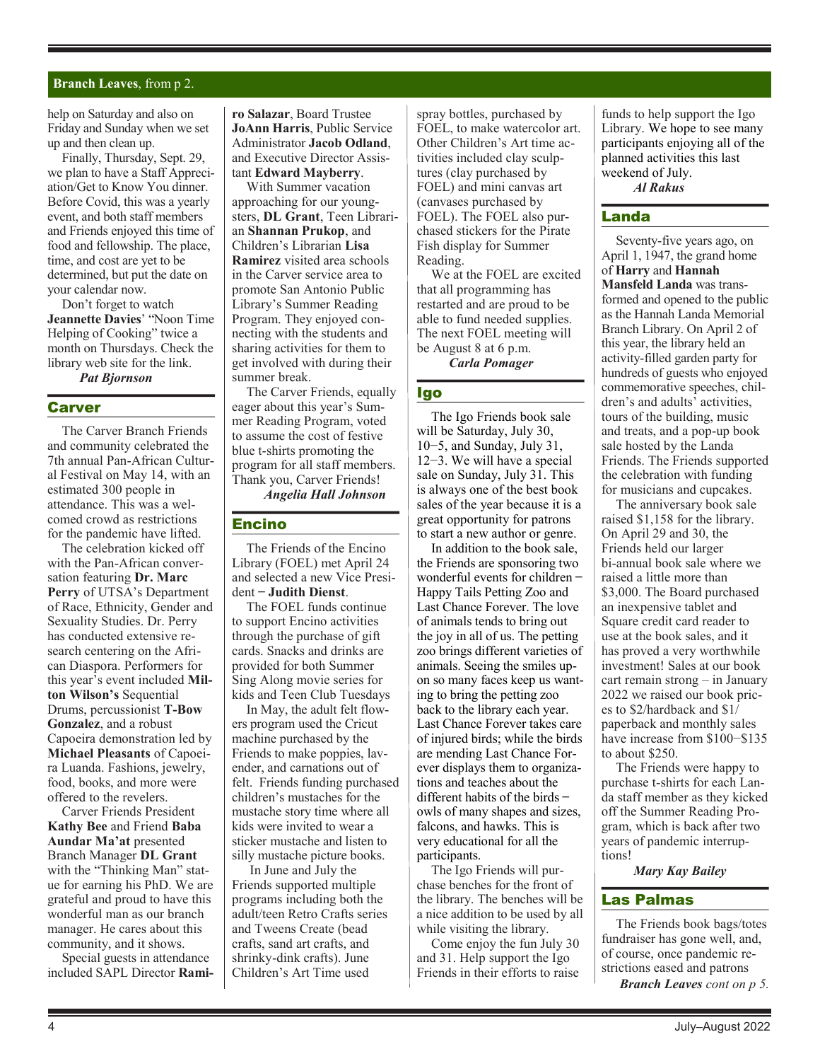**Branch Leaves**, from p 2.

help on Saturday and also on Friday and Sunday when we set up and then clean up.

Finally, Thursday, Sept. 29, we plan to have a Staff Appreciation/Get to Know You dinner. Before Covid, this was a yearly event, and both staff members and Friends enjoyed this time of food and fellowship. The place, time, and cost are yet to be determined, but put the date on your calendar now.

Don't forget to watch **Jeannette Davies**' "Noon Time Helping of Cooking" twice a month on Thursdays. Check the library web site for the link.

***Pat Bjornson***

## Carver

The Carver Branch Friends and community celebrated the 7th annual Pan-African Cultural Festival on May 14, with an estimated 300 people in attendance. This was a welcomed crowd as restrictions for the pandemic have lifted.

The celebration kicked off with the Pan-African conversation featuring **Dr. Marc Perry** of UTSA's Department of Race, Ethnicity, Gender and Sexuality Studies. Dr. Perry has conducted extensive research centering on the African Diaspora. Performers for this year's event included **Milton Wilson's** Sequential Drums, percussionist **T-Bow Gonzalez**, and a robust Capoeira demonstration led by **Michael Pleasants** of Capoeira Luanda. Fashions, jewelry, food, books, and more were offered to the revelers.

Carver Friends President **Kathy Bee** and Friend **Baba Aundar Ma'at** presented Branch Manager **DL Grant** with the "Thinking Man" statue for earning his PhD. We are grateful and proud to have this wonderful man as our branch manager. He cares about this community, and it shows.

Special guests in attendance included SAPL Director **Ramiro Salazar**, Board Trustee **JoAnn Harris**, Public Service Administrator **Jacob Odland**, and Executive Director Assistant **Edward Mayberry**.

With Summer vacation approaching for our youngsters, **DL Grant**, Teen Librarian **Shannan Prukop**, and Children's Librarian **Lisa Ramirez** visited area schools in the Carver service area to promote San Antonio Public Library's Summer Reading Program. They enjoyed connecting with the students and sharing activities for them to get involved with during their summer break.

The Carver Friends, equally eager about this year's Summer Reading Program, voted to assume the cost of festive blue t-shirts promoting the program for all staff members. Thank you, Carver Friends!

***Angelia Hall Johnson***

## Encino

The Friends of the Encino Library (FOEL) met April 24 and selected a new Vice President − **Judith Dienst**.

The FOEL funds continue to support Encino activities through the purchase of gift cards. Snacks and drinks are provided for both Summer Sing Along movie series for kids and Teen Club Tuesdays

In May, the adult felt flowers program used the Cricut machine purchased by the Friends to make poppies, lavender, and carnations out of felt. Friends funding purchased children's mustaches for the mustache story time where all kids were invited to wear a sticker mustache and listen to silly mustache picture books.

In June and July the Friends supported multiple programs including both the adult/teen Retro Crafts series and Tweens Create (bead crafts, sand art crafts, and shrinky-dink crafts). June Children's Art Time used spray bottles, purchased by FOEL, to make watercolor art. Other Children's Art time activities included clay sculptures (clay purchased by FOEL) and mini canvas art (canvases purchased by FOEL). The FOEL also purchased stickers for the Pirate Fish display for Summer Reading.

We at the FOEL are excited that all programming has restarted and are proud to be able to fund needed supplies. The next FOEL meeting will be August 8 at 6 p.m.

***Carla Pomager***

## Igo

The Igo Friends book sale will be Saturday, July 30, 10−5, and Sunday, July 31, 12−3. We will have a special sale on Sunday, July 31. This is always one of the best book sales of the year because it is a great opportunity for patrons to start a new author or genre.

In addition to the book sale, the Friends are sponsoring two wonderful events for children − Happy Tails Petting Zoo and Last Chance Forever. The love of animals tends to bring out the joy in all of us. The petting zoo brings different varieties of animals. Seeing the smiles upon so many faces keep us wanting to bring the petting zoo back to the library each year. Last Chance Forever takes care of injured birds; while the birds are mending Last Chance Forever displays them to organizations and teaches about the different habits of the birds − owls of many shapes and sizes, falcons, and hawks. This is very educational for all the participants.

The Igo Friends will purchase benches for the front of the library. The benches will be a nice addition to be used by all while visiting the library.

Come enjoy the fun July 30 and 31. Help support the Igo Friends in their efforts to raise funds to help support the Igo Library. We hope to see many participants enjoying all of the planned activities this last weekend of July.

***Al Rakus***

## Landa

Seventy-five years ago, on April 1, 1947, the grand home of **Harry** and **Hannah Mansfeld Landa** was transformed and opened to the public as the Hannah Landa Memorial Branch Library. On April 2 of this year, the library held an activity-filled garden party for hundreds of guests who enjoyed commemorative speeches, children's and adults' activities, tours of the building, music and treats, and a pop-up book sale hosted by the Landa Friends. The Friends supported the celebration with funding for musicians and cupcakes.

The anniversary book sale raised $1,158 for the library. On April 29 and 30, the Friends held our larger bi-annual book sale where we raised a little more than $3,000. The Board purchased an inexpensive tablet and Square credit card reader to use at the book sales, and it has proved a very worthwhile investment! Sales at our book cart remain strong – in January 2022 we raised our book prices to $2/hardback and $1/paperback and monthly sales have increase from $100−$135 to about $250.

The Friends were happy to purchase t-shirts for each Landa staff member as they kicked off the Summer Reading Program, which is back after two years of pandemic interruptions!

***Mary Kay Bailey***

## Las Palmas

The Friends book bags/totes fundraiser has gone well, and, of course, once pandemic restrictions eased and patrons

***Branch Leaves** cont on p 5.*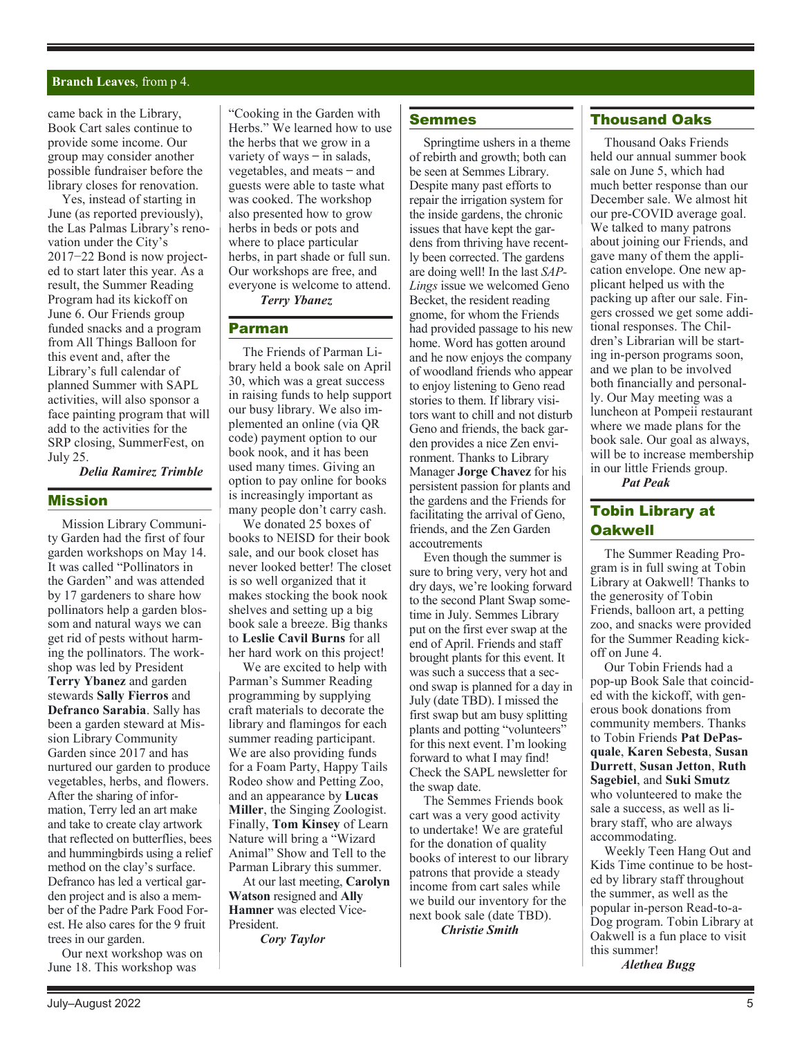**Branch Leaves**, from p 4.

came back in the Library, Book Cart sales continue to provide some income. Our group may consider another possible fundraiser before the library closes for renovation.

Yes, instead of starting in June (as reported previously), the Las Palmas Library's renovation under the City's 2017−22 Bond is now projected to start later this year. As a result, the Summer Reading Program had its kickoff on June 6. Our Friends group funded snacks and a program from All Things Balloon for this event and, after the Library's full calendar of planned Summer with SAPL activities, will also sponsor a face painting program that will add to the activities for the SRP closing, SummerFest, on July 25.

*Delia Ramirez Trimble*

## Mission

Mission Library Community Garden had the first of four garden workshops on May 14. It was called "Pollinators in the Garden" and was attended by 17 gardeners to share how pollinators help a garden blossom and natural ways we can get rid of pests without harming the pollinators. The workshop was led by President **Terry Ybanez** and garden stewards **Sally Fierros** and **Defranco Sarabia**. Sally has been a garden steward at Mission Library Community Garden since 2017 and has nurtured our garden to produce vegetables, herbs, and flowers. After the sharing of information, Terry led an art make and take to create clay artwork that reflected on butterflies, bees and hummingbirds using a relief method on the clay's surface. Defranco has led a vertical garden project and is also a member of the Padre Park Food Forest. He also cares for the 9 fruit trees in our garden.

Our next workshop was on June 18. This workshop was "Cooking in the Garden with Herbs." We learned how to use the herbs that we grow in a variety of ways − in salads, vegetables, and meats − and guests were able to taste what was cooked. The workshop also presented how to grow herbs in beds or pots and where to place particular herbs, in part shade or full sun. Our workshops are free, and everyone is welcome to attend.

*Terry Ybanez*

## Parman

The Friends of Parman Library held a book sale on April 30, which was a great success in raising funds to help support our busy library. We also implemented an online (via QR code) payment option to our book nook, and it has been used many times. Giving an option to pay online for books is increasingly important as many people don't carry cash.

We donated 25 boxes of books to NEISD for their book sale, and our book closet has never looked better! The closet is so well organized that it makes stocking the book nook shelves and setting up a big book sale a breeze. Big thanks to **Leslie Cavil Burns** for all her hard work on this project!

We are excited to help with Parman's Summer Reading programming by supplying craft materials to decorate the library and flamingos for each summer reading participant. We are also providing funds for a Foam Party, Happy Tails Rodeo show and Petting Zoo, and an appearance by **Lucas Miller**, the Singing Zoologist. Finally, **Tom Kinsey** of Learn Nature will bring a "Wizard Animal" Show and Tell to the Parman Library this summer.

At our last meeting, **Carolyn Watson** resigned and **Ally Hamner** was elected Vice-President.

*Cory Taylor*

## Semmes

Springtime ushers in a theme of rebirth and growth; both can be seen at Semmes Library. Despite many past efforts to repair the irrigation system for the inside gardens, the chronic issues that have kept the gardens from thriving have recently been corrected. The gardens are doing well! In the last *SAP-Lings* issue we welcomed Geno Becket, the resident reading gnome, for whom the Friends had provided passage to his new home. Word has gotten around and he now enjoys the company of woodland friends who appear to enjoy listening to Geno read stories to them. If library visitors want to chill and not disturb Geno and friends, the back garden provides a nice Zen environment. Thanks to Library Manager **Jorge Chavez** for his persistent passion for plants and the gardens and the Friends for facilitating the arrival of Geno, friends, and the Zen Garden accoutrements

Even though the summer is sure to bring very, very hot and dry days, we're looking forward to the second Plant Swap sometime in July. Semmes Library put on the first ever swap at the end of April. Friends and staff brought plants for this event. It was such a success that a second swap is planned for a day in July (date TBD). I missed the first swap but am busy splitting plants and potting "volunteers" for this next event. I'm looking forward to what I may find! Check the SAPL newsletter for the swap date.

The Semmes Friends book cart was a very good activity to undertake! We are grateful for the donation of quality books of interest to our library patrons that provide a steady income from cart sales while we build our inventory for the next book sale (date TBD).

*Christie Smith*

## Thousand Oaks

Thousand Oaks Friends held our annual summer book sale on June 5, which had much better response than our December sale. We almost hit our pre-COVID average goal. We talked to many patrons about joining our Friends, and gave many of them the application envelope. One new applicant helped us with the packing up after our sale. Fingers crossed we get some additional responses. The Children's Librarian will be starting in-person programs soon, and we plan to be involved both financially and personally. Our May meeting was a luncheon at Pompeii restaurant where we made plans for the book sale. Our goal as always, will be to increase membership in our little Friends group.

*Pat Peak*

## Tobin Library at Oakwell

The Summer Reading Program is in full swing at Tobin Library at Oakwell! Thanks to the generosity of Tobin Friends, balloon art, a petting zoo, and snacks were provided for the Summer Reading kickoff on June 4.

Our Tobin Friends had a pop-up Book Sale that coincided with the kickoff, with generous book donations from community members. Thanks to Tobin Friends **Pat DePasquale**, **Karen Sebesta**, **Susan Durrett**, **Susan Jetton**, **Ruth Sagebiel**, and **Suki Smutz** who volunteered to make the sale a success, as well as library staff, who are always accommodating.

Weekly Teen Hang Out and Kids Time continue to be hosted by library staff throughout the summer, as well as the popular in-person Read-to-a-Dog program. Tobin Library at Oakwell is a fun place to visit this summer!

*Alethea Bugg*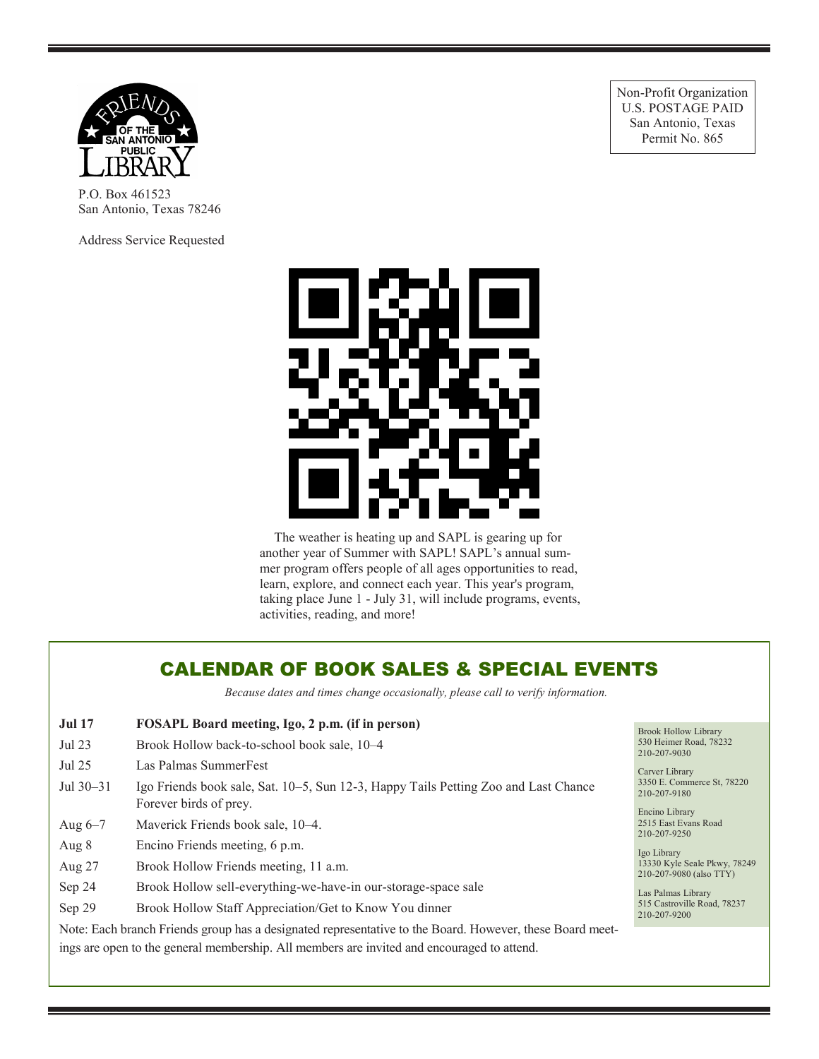P.O. Box 461523
San Antonio, Texas 78246

Address Service Requested

Non-Profit Organization
U.S. POSTAGE PAID
San Antonio, Texas
Permit No. 865

The weather is heating up and SAPL is gearing up for another year of Summer with SAPL! SAPL's annual summer program offers people of all ages opportunities to read, learn, explore, and connect each year. This year's program, taking place June 1 - July 31, will include programs, events, activities, reading, and more!

## CALENDAR OF BOOK SALES & SPECIAL EVENTS

*Because dates and times change occasionally, please call to verify information.*

| | |
|---|---|
| **Jul 17** | **FOSAPL Board meeting, Igo, 2 p.m. (if in person)** |
| Jul 23 | Brook Hollow back-to-school book sale, 10–4 |
| Jul 25 | Las Palmas SummerFest |
| Jul 30–31 | Igo Friends book sale, Sat. 10–5, Sun 12-3, Happy Tails Petting Zoo and Last Chance Forever birds of prey. |
| Aug 6–7 | Maverick Friends book sale, 10–4. |
| Aug 8 | Encino Friends meeting, 6 p.m. |
| Aug 27 | Brook Hollow Friends meeting, 11 a.m. |
| Sep 24 | Brook Hollow sell-everything-we-have-in our-storage-space sale |
| Sep 29 | Brook Hollow Staff Appreciation/Get to Know You dinner |

Note: Each branch Friends group has a designated representative to the Board. However, these Board meetings are open to the general membership. All members are invited and encouraged to attend.

Brook Hollow Library
530 Heimer Road, 78232
210-207-9030

Carver Library
3350 E. Commerce St, 78220
210-207-9180

Encino Library
2515 East Evans Road
210-207-9250

Igo Library
13330 Kyle Seale Pkwy, 78249
210-207-9080 (also TTY)

Las Palmas Library
515 Castroville Road, 78237
210-207-9200